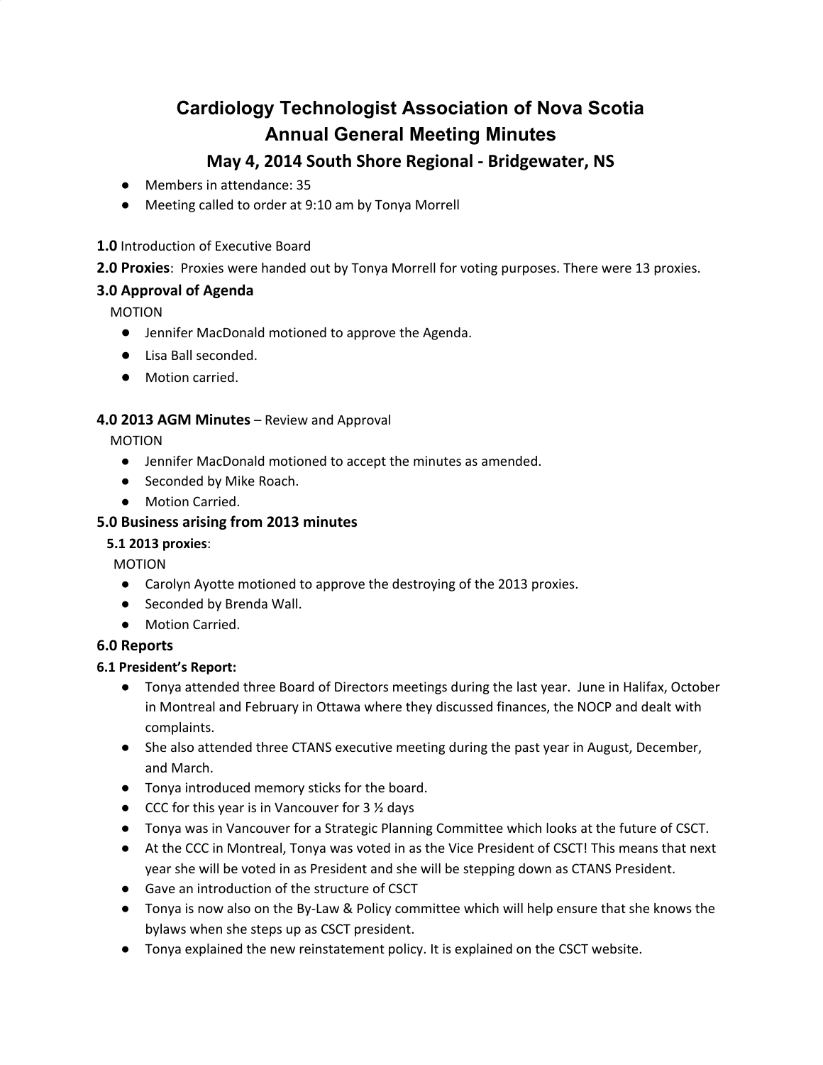# Cardiology Technologist Association of Nova Scotia
# Annual General Meeting Minutes

## May 4, 2014 South Shore Regional - Bridgewater, NS

- Members in attendance: 35
- Meeting called to order at 9:10 am by Tonya Morrell

**1.0** Introduction of Executive Board

**2.0 Proxies**: Proxies were handed out by Tonya Morrell for voting purposes. There were 13 proxies.

### 3.0 Approval of Agenda

MOTION

- Jennifer MacDonald motioned to approve the Agenda.
- Lisa Ball seconded.
- Motion carried.

### 4.0 2013 AGM Minutes – Review and Approval

MOTION

- Jennifer MacDonald motioned to accept the minutes as amended.
- Seconded by Mike Roach.
- Motion Carried.

### 5.0 Business arising from 2013 minutes

**5.1 2013 proxies**:

MOTION

- Carolyn Ayotte motioned to approve the destroying of the 2013 proxies.
- Seconded by Brenda Wall.
- Motion Carried.

### 6.0 Reports

**6.1 President's Report:**

- Tonya attended three Board of Directors meetings during the last year. June in Halifax, October in Montreal and February in Ottawa where they discussed finances, the NOCP and dealt with complaints.
- She also attended three CTANS executive meeting during the past year in August, December, and March.
- Tonya introduced memory sticks for the board.
- CCC for this year is in Vancouver for 3 ½ days
- Tonya was in Vancouver for a Strategic Planning Committee which looks at the future of CSCT.
- At the CCC in Montreal, Tonya was voted in as the Vice President of CSCT! This means that next year she will be voted in as President and she will be stepping down as CTANS President.
- Gave an introduction of the structure of CSCT
- Tonya is now also on the By-Law & Policy committee which will help ensure that she knows the bylaws when she steps up as CSCT president.
- Tonya explained the new reinstatement policy. It is explained on the CSCT website.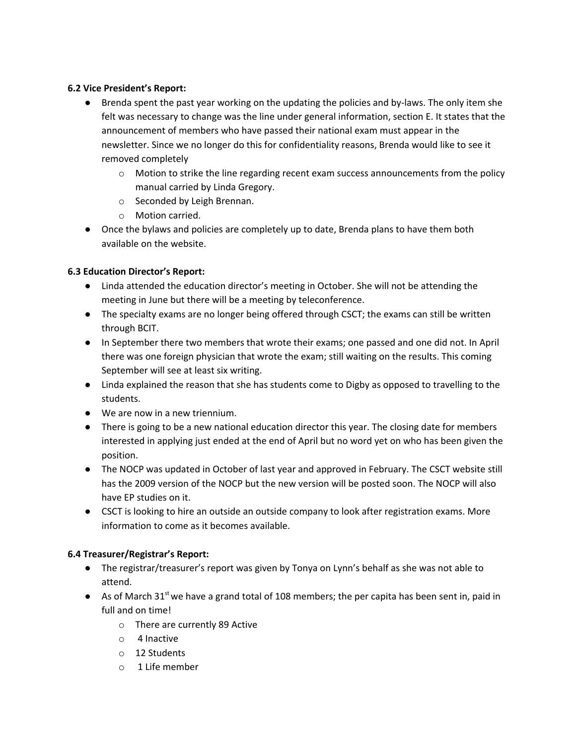**6.2 Vice President's Report:**

- Brenda spent the past year working on the updating the policies and by-laws. The only item she felt was necessary to change was the line under general information, section E. It states that the announcement of members who have passed their national exam must appear in the newsletter. Since we no longer do this for confidentiality reasons, Brenda would like to see it removed completely
  - Motion to strike the line regarding recent exam success announcements from the policy manual carried by Linda Gregory.
  - Seconded by Leigh Brennan.
  - Motion carried.
- Once the bylaws and policies are completely up to date, Brenda plans to have them both available on the website.

**6.3 Education Director's Report:**

- Linda attended the education director's meeting in October. She will not be attending the meeting in June but there will be a meeting by teleconference.
- The specialty exams are no longer being offered through CSCT; the exams can still be written through BCIT.
- In September there two members that wrote their exams; one passed and one did not. In April there was one foreign physician that wrote the exam; still waiting on the results. This coming September will see at least six writing.
- Linda explained the reason that she has students come to Digby as opposed to travelling to the students.
- We are now in a new triennium.
- There is going to be a new national education director this year. The closing date for members interested in applying just ended at the end of April but no word yet on who has been given the position.
- The NOCP was updated in October of last year and approved in February. The CSCT website still has the 2009 version of the NOCP but the new version will be posted soon. The NOCP will also have EP studies on it.
- CSCT is looking to hire an outside an outside company to look after registration exams. More information to come as it becomes available.

**6.4 Treasurer/Registrar's Report:**

- The registrar/treasurer's report was given by Tonya on Lynn's behalf as she was not able to attend.
- As of March 31st we have a grand total of 108 members; the per capita has been sent in, paid in full and on time!
  - There are currently 89 Active
  - 4 Inactive
  - 12 Students
  - 1 Life member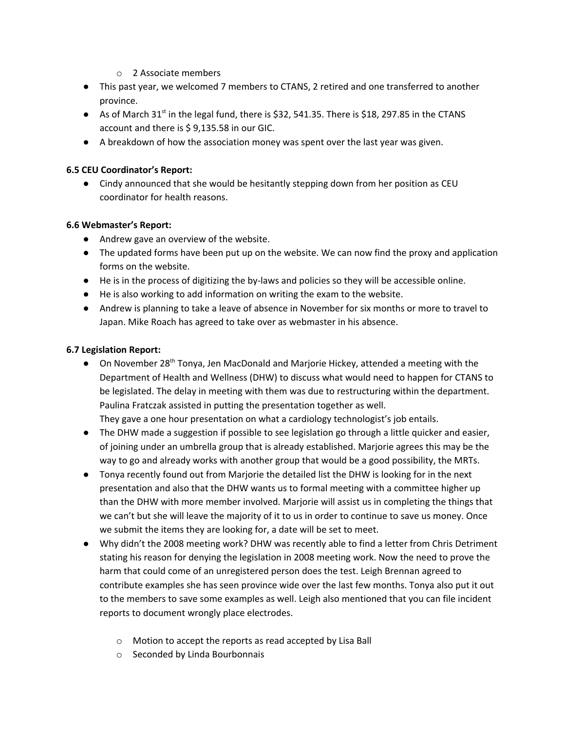- 2 Associate members

- This past year, we welcomed 7 members to CTANS, 2 retired and one transferred to another province.
- As of March 31st in the legal fund, there is $32, 541.35. There is $18, 297.85 in the CTANS account and there is $ 9,135.58 in our GIC.
- A breakdown of how the association money was spent over the last year was given.

**6.5 CEU Coordinator's Report:**

- Cindy announced that she would be hesitantly stepping down from her position as CEU coordinator for health reasons.

**6.6 Webmaster's Report:**

- Andrew gave an overview of the website.
- The updated forms have been put up on the website. We can now find the proxy and application forms on the website.
- He is in the process of digitizing the by-laws and policies so they will be accessible online.
- He is also working to add information on writing the exam to the website.
- Andrew is planning to take a leave of absence in November for six months or more to travel to Japan. Mike Roach has agreed to take over as webmaster in his absence.

**6.7 Legislation Report:**

- On November 28th Tonya, Jen MacDonald and Marjorie Hickey, attended a meeting with the Department of Health and Wellness (DHW) to discuss what would need to happen for CTANS to be legislated. The delay in meeting with them was due to restructuring within the department. Paulina Fratczak assisted in putting the presentation together as well.
  They gave a one hour presentation on what a cardiology technologist's job entails.
- The DHW made a suggestion if possible to see legislation go through a little quicker and easier, of joining under an umbrella group that is already established. Marjorie agrees this may be the way to go and already works with another group that would be a good possibility, the MRTs.
- Tonya recently found out from Marjorie the detailed list the DHW is looking for in the next presentation and also that the DHW wants us to formal meeting with a committee higher up than the DHW with more member involved. Marjorie will assist us in completing the things that we can't but she will leave the majority of it to us in order to continue to save us money. Once we submit the items they are looking for, a date will be set to meet.
- Why didn't the 2008 meeting work? DHW was recently able to find a letter from Chris Detriment stating his reason for denying the legislation in 2008 meeting work. Now the need to prove the harm that could come of an unregistered person does the test. Leigh Brennan agreed to contribute examples she has seen province wide over the last few months. Tonya also put it out to the members to save some examples as well. Leigh also mentioned that you can file incident reports to document wrongly place electrodes.

  - Motion to accept the reports as read accepted by Lisa Ball
  - Seconded by Linda Bourbonnais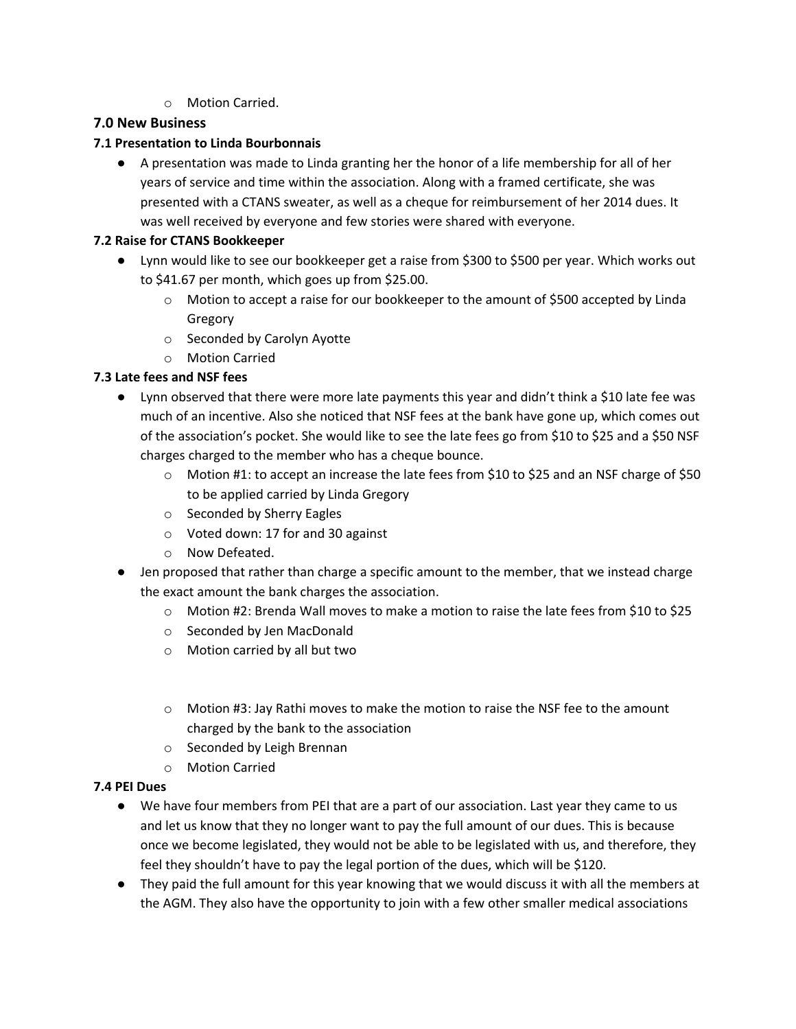- Motion Carried.

### 7.0 New Business

#### 7.1 Presentation to Linda Bourbonnais

- A presentation was made to Linda granting her the honor of a life membership for all of her years of service and time within the association. Along with a framed certificate, she was presented with a CTANS sweater, as well as a cheque for reimbursement of her 2014 dues. It was well received by everyone and few stories were shared with everyone.

#### 7.2 Raise for CTANS Bookkeeper

- Lynn would like to see our bookkeeper get a raise from $300 to $500 per year. Which works out to $41.67 per month, which goes up from $25.00.
  - Motion to accept a raise for our bookkeeper to the amount of $500 accepted by Linda Gregory
  - Seconded by Carolyn Ayotte
  - Motion Carried

#### 7.3 Late fees and NSF fees

- Lynn observed that there were more late payments this year and didn't think a $10 late fee was much of an incentive. Also she noticed that NSF fees at the bank have gone up, which comes out of the association's pocket. She would like to see the late fees go from $10 to $25 and a $50 NSF charges charged to the member who has a cheque bounce.
  - Motion #1: to accept an increase the late fees from $10 to $25 and an NSF charge of $50 to be applied carried by Linda Gregory
  - Seconded by Sherry Eagles
  - Voted down: 17 for and 30 against
  - Now Defeated.
- Jen proposed that rather than charge a specific amount to the member, that we instead charge the exact amount the bank charges the association.
  - Motion #2: Brenda Wall moves to make a motion to raise the late fees from $10 to $25
  - Seconded by Jen MacDonald
  - Motion carried by all but two

  - Motion #3: Jay Rathi moves to make the motion to raise the NSF fee to the amount charged by the bank to the association
  - Seconded by Leigh Brennan
  - Motion Carried

#### 7.4 PEI Dues

- We have four members from PEI that are a part of our association. Last year they came to us and let us know that they no longer want to pay the full amount of our dues. This is because once we become legislated, they would not be able to be legislated with us, and therefore, they feel they shouldn't have to pay the legal portion of the dues, which will be $120.
- They paid the full amount for this year knowing that we would discuss it with all the members at the AGM. They also have the opportunity to join with a few other smaller medical associations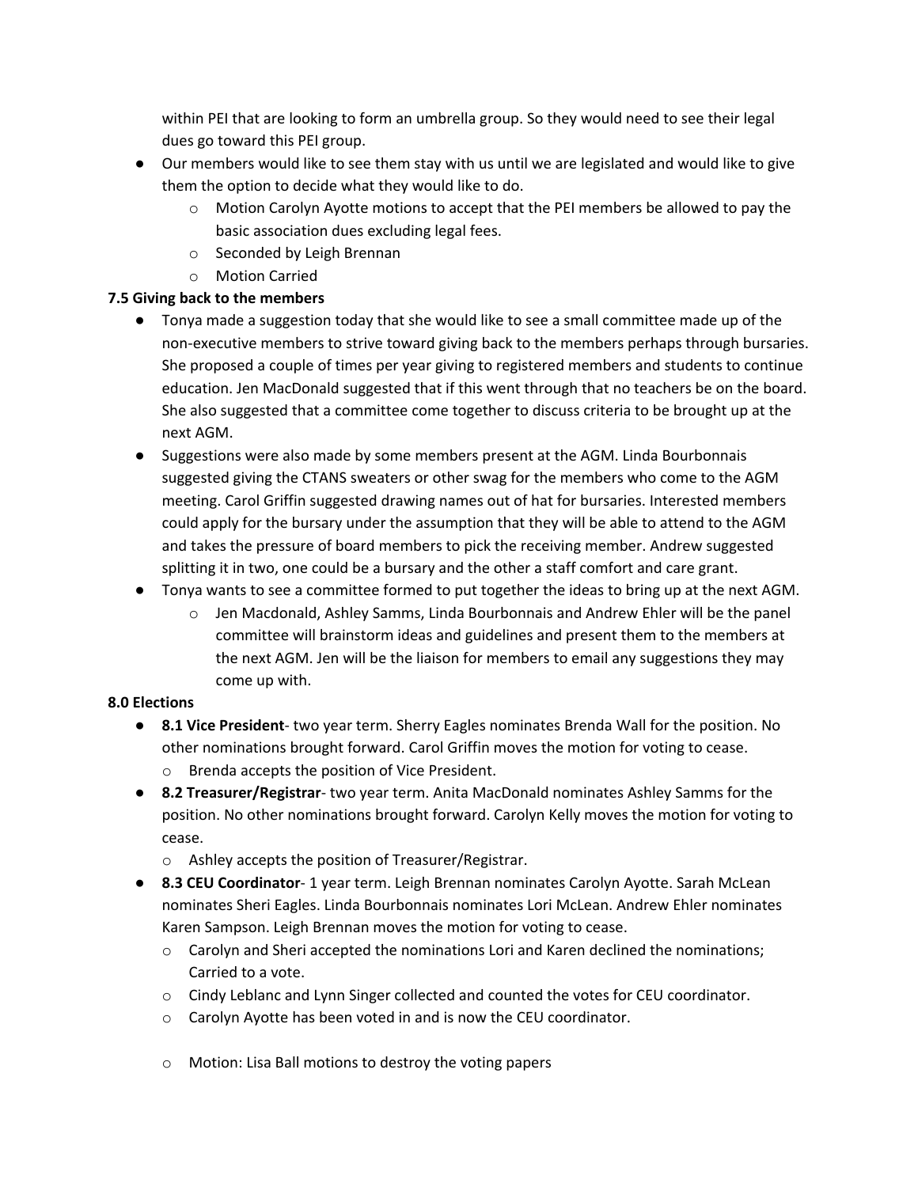within PEI that are looking to form an umbrella group. So they would need to see their legal dues go toward this PEI group.

- Our members would like to see them stay with us until we are legislated and would like to give them the option to decide what they would like to do.
  - Motion Carolyn Ayotte motions to accept that the PEI members be allowed to pay the basic association dues excluding legal fees.
  - Seconded by Leigh Brennan
  - Motion Carried

**7.5 Giving back to the members**

- Tonya made a suggestion today that she would like to see a small committee made up of the non-executive members to strive toward giving back to the members perhaps through bursaries. She proposed a couple of times per year giving to registered members and students to continue education. Jen MacDonald suggested that if this went through that no teachers be on the board. She also suggested that a committee come together to discuss criteria to be brought up at the next AGM.
- Suggestions were also made by some members present at the AGM. Linda Bourbonnais suggested giving the CTANS sweaters or other swag for the members who come to the AGM meeting. Carol Griffin suggested drawing names out of hat for bursaries. Interested members could apply for the bursary under the assumption that they will be able to attend to the AGM and takes the pressure of board members to pick the receiving member. Andrew suggested splitting it in two, one could be a bursary and the other a staff comfort and care grant.
- Tonya wants to see a committee formed to put together the ideas to bring up at the next AGM.
  - Jen Macdonald, Ashley Samms, Linda Bourbonnais and Andrew Ehler will be the panel committee will brainstorm ideas and guidelines and present them to the members at the next AGM. Jen will be the liaison for members to email any suggestions they may come up with.

**8.0 Elections**

- **8.1 Vice President**- two year term. Sherry Eagles nominates Brenda Wall for the position. No other nominations brought forward. Carol Griffin moves the motion for voting to cease.
  - Brenda accepts the position of Vice President.
- **8.2 Treasurer/Registrar**- two year term. Anita MacDonald nominates Ashley Samms for the position. No other nominations brought forward. Carolyn Kelly moves the motion for voting to cease.
  - Ashley accepts the position of Treasurer/Registrar.
- **8.3 CEU Coordinator**- 1 year term. Leigh Brennan nominates Carolyn Ayotte. Sarah McLean nominates Sheri Eagles. Linda Bourbonnais nominates Lori McLean. Andrew Ehler nominates Karen Sampson. Leigh Brennan moves the motion for voting to cease.
  - Carolyn and Sheri accepted the nominations Lori and Karen declined the nominations; Carried to a vote.
  - Cindy Leblanc and Lynn Singer collected and counted the votes for CEU coordinator.
  - Carolyn Ayotte has been voted in and is now the CEU coordinator.
  - Motion: Lisa Ball motions to destroy the voting papers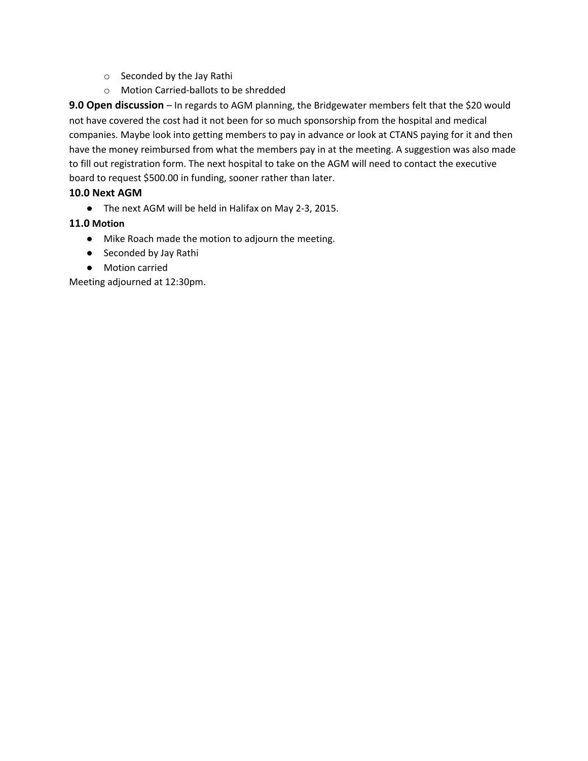- Seconded by the Jay Rathi
  - Motion Carried-ballots to be shredded

**9.0 Open discussion** – In regards to AGM planning, the Bridgewater members felt that the $20 would not have covered the cost had it not been for so much sponsorship from the hospital and medical companies. Maybe look into getting members to pay in advance or look at CTANS paying for it and then have the money reimbursed from what the members pay in at the meeting. A suggestion was also made to fill out registration form. The next hospital to take on the AGM will need to contact the executive board to request $500.00 in funding, sooner rather than later.

**10.0 Next AGM**

- The next AGM will be held in Halifax on May 2-3, 2015.

**11.0 Motion**

- Mike Roach made the motion to adjourn the meeting.
- Seconded by Jay Rathi
- Motion carried

Meeting adjourned at 12:30pm.